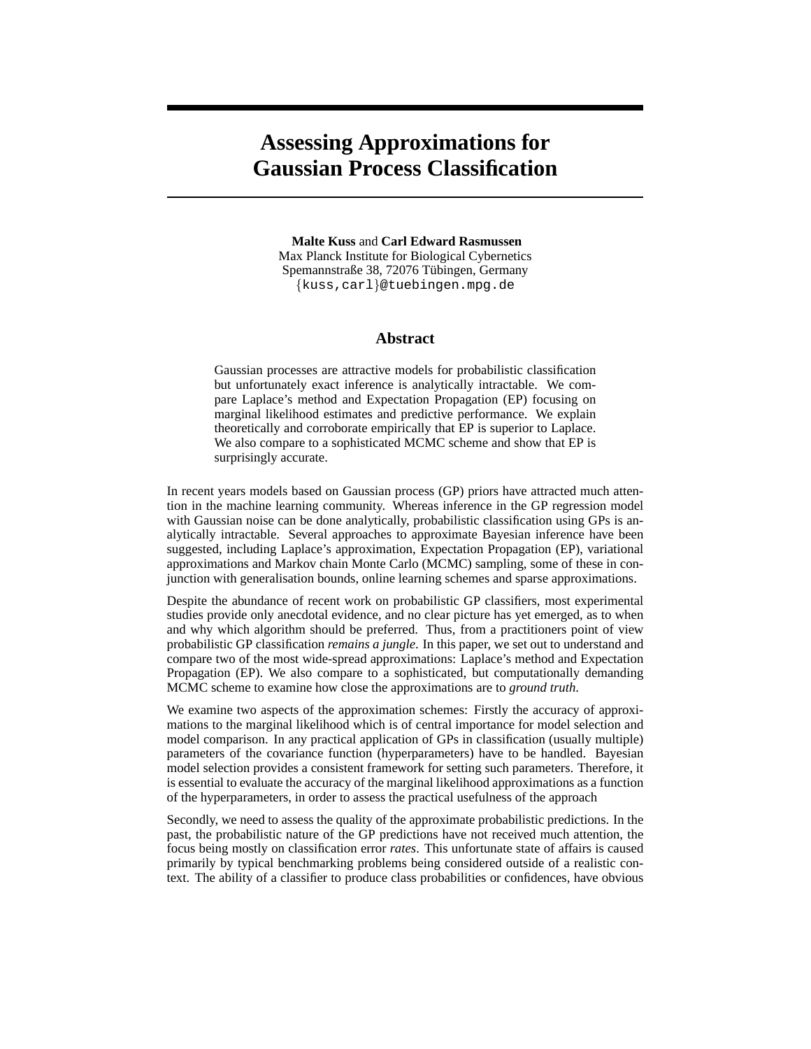# Assessing Approximations for Gaussian Process Classification

**Malte Kuss** and **Carl Edward Rasmussen**
Max Planck Institute for Biological Cybernetics
Spemannstraße 38, 72076 Tübingen, Germany
{kuss,carl}@tuebingen.mpg.de

## Abstract

Gaussian processes are attractive models for probabilistic classification but unfortunately exact inference is analytically intractable. We compare Laplace's method and Expectation Propagation (EP) focusing on marginal likelihood estimates and predictive performance. We explain theoretically and corroborate empirically that EP is superior to Laplace. We also compare to a sophisticated MCMC scheme and show that EP is surprisingly accurate.

In recent years models based on Gaussian process (GP) priors have attracted much attention in the machine learning community. Whereas inference in the GP regression model with Gaussian noise can be done analytically, probabilistic classification using GPs is analytically intractable. Several approaches to approximate Bayesian inference have been suggested, including Laplace's approximation, Expectation Propagation (EP), variational approximations and Markov chain Monte Carlo (MCMC) sampling, some of these in conjunction with generalisation bounds, online learning schemes and sparse approximations.

Despite the abundance of recent work on probabilistic GP classifiers, most experimental studies provide only anecdotal evidence, and no clear picture has yet emerged, as to when and why which algorithm should be preferred. Thus, from a practitioners point of view probabilistic GP classification *remains a jungle*. In this paper, we set out to understand and compare two of the most wide-spread approximations: Laplace's method and Expectation Propagation (EP). We also compare to a sophisticated, but computationally demanding MCMC scheme to examine how close the approximations are to *ground truth*.

We examine two aspects of the approximation schemes: Firstly the accuracy of approximations to the marginal likelihood which is of central importance for model selection and model comparison. In any practical application of GPs in classification (usually multiple) parameters of the covariance function (hyperparameters) have to be handled. Bayesian model selection provides a consistent framework for setting such parameters. Therefore, it is essential to evaluate the accuracy of the marginal likelihood approximations as a function of the hyperparameters, in order to assess the practical usefulness of the approach

Secondly, we need to assess the quality of the approximate probabilistic predictions. In the past, the probabilistic nature of the GP predictions have not received much attention, the focus being mostly on classification error *rates*. This unfortunate state of affairs is caused primarily by typical benchmarking problems being considered outside of a realistic context. The ability of a classifier to produce class probabilities or confidences, have obvious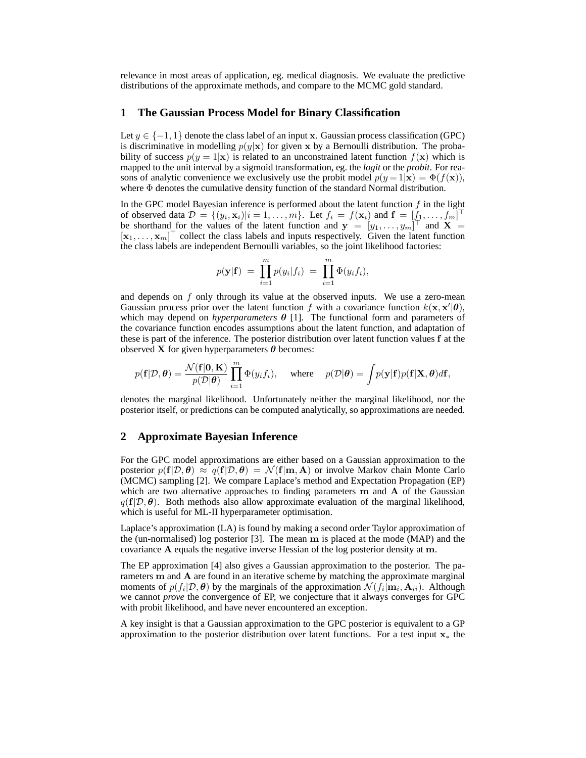relevance in most areas of application, eg. medical diagnosis. We evaluate the predictive distributions of the approximate methods, and compare to the MCMC gold standard.

## 1 The Gaussian Process Model for Binary Classification

Let $y \in \{-1, 1\}$ denote the class label of an input $\mathbf{x}$. Gaussian process classification (GPC) is discriminative in modelling $p(y|\mathbf{x})$ for given $\mathbf{x}$ by a Bernoulli distribution. The probability of success $p(y = 1|\mathbf{x})$ is related to an unconstrained latent function $f(\mathbf{x})$ which is mapped to the unit interval by a sigmoid transformation, eg. the *logit* or the *probit*. For reasons of analytic convenience we exclusively use the probit model $p(y = 1|\mathbf{x}) = \Phi(f(\mathbf{x}))$, where $\Phi$ denotes the cumulative density function of the standard Normal distribution.

In the GPC model Bayesian inference is performed about the latent function $f$ in the light of observed data $\mathcal{D} = \{(y_i, \mathbf{x}_i)|i = 1, \ldots, m\}$. Let $f_i = f(\mathbf{x}_i)$ and $\mathbf{f} = [f_1, \ldots, f_m]^\top$ be shorthand for the values of the latent function and $\mathbf{y} = [y_1, \ldots, y_m]^\top$ and $\mathbf{X} = [\mathbf{x}_1, \ldots, \mathbf{x}_m]^\top$ collect the class labels and inputs respectively. Given the latent function the class labels are independent Bernoulli variables, so the joint likelihood factories:

$$p(\mathbf{y}|\mathbf{f}) \;=\; \prod_{i=1}^{m} p(y_i|f_i) \;=\; \prod_{i=1}^{m} \Phi(y_i f_i),$$

and depends on $f$ only through its value at the observed inputs. We use a zero-mean Gaussian process prior over the latent function $f$ with a covariance function $k(\mathbf{x}, \mathbf{x}'|\boldsymbol{\theta})$, which may depend on ***hyperparameters*** $\boldsymbol{\theta}$ [1]. The functional form and parameters of the covariance function encodes assumptions about the latent function, and adaptation of these is part of the inference. The posterior distribution over latent function values $\mathbf{f}$ at the observed $\mathbf{X}$ for given hyperparameters $\boldsymbol{\theta}$ becomes:

$$p(\mathbf{f}|\mathcal{D}, \boldsymbol{\theta}) = \frac{\mathcal{N}(\mathbf{f}|\mathbf{0}, \mathbf{K})}{p(\mathcal{D}|\boldsymbol{\theta})} \prod_{i=1}^{m} \Phi(y_i f_i), \quad \text{where} \quad p(\mathcal{D}|\boldsymbol{\theta}) = \int p(\mathbf{y}|\mathbf{f}) p(\mathbf{f}|\mathbf{X}, \boldsymbol{\theta}) d\mathbf{f},$$

denotes the marginal likelihood. Unfortunately neither the marginal likelihood, nor the posterior itself, or predictions can be computed analytically, so approximations are needed.

## 2 Approximate Bayesian Inference

For the GPC model approximations are either based on a Gaussian approximation to the posterior $p(\mathbf{f}|\mathcal{D}, \boldsymbol{\theta}) \approx q(\mathbf{f}|\mathcal{D}, \boldsymbol{\theta}) = \mathcal{N}(\mathbf{f}|\mathbf{m}, \mathbf{A})$ or involve Markov chain Monte Carlo (MCMC) sampling [2]. We compare Laplace's method and Expectation Propagation (EP) which are two alternative approaches to finding parameters $\mathbf{m}$ and $\mathbf{A}$ of the Gaussian $q(\mathbf{f}|\mathcal{D}, \boldsymbol{\theta})$. Both methods also allow approximate evaluation of the marginal likelihood, which is useful for ML-II hyperparameter optimisation.

Laplace's approximation (LA) is found by making a second order Taylor approximation of the (un-normalised) log posterior [3]. The mean $\mathbf{m}$ is placed at the mode (MAP) and the covariance $\mathbf{A}$ equals the negative inverse Hessian of the log posterior density at $\mathbf{m}$.

The EP approximation [4] also gives a Gaussian approximation to the posterior. The parameters $\mathbf{m}$ and $\mathbf{A}$ are found in an iterative scheme by matching the approximate marginal moments of $p(f_i|\mathcal{D}, \boldsymbol{\theta})$ by the marginals of the approximation $\mathcal{N}(f_i|\mathbf{m}_i, \mathbf{A}_{ii})$. Although we cannot *prove* the convergence of EP, we conjecture that it always converges for GPC with probit likelihood, and have never encountered an exception.

A key insight is that a Gaussian approximation to the GPC posterior is equivalent to a GP approximation to the posterior distribution over latent functions. For a test input $\mathbf{x}_*$ the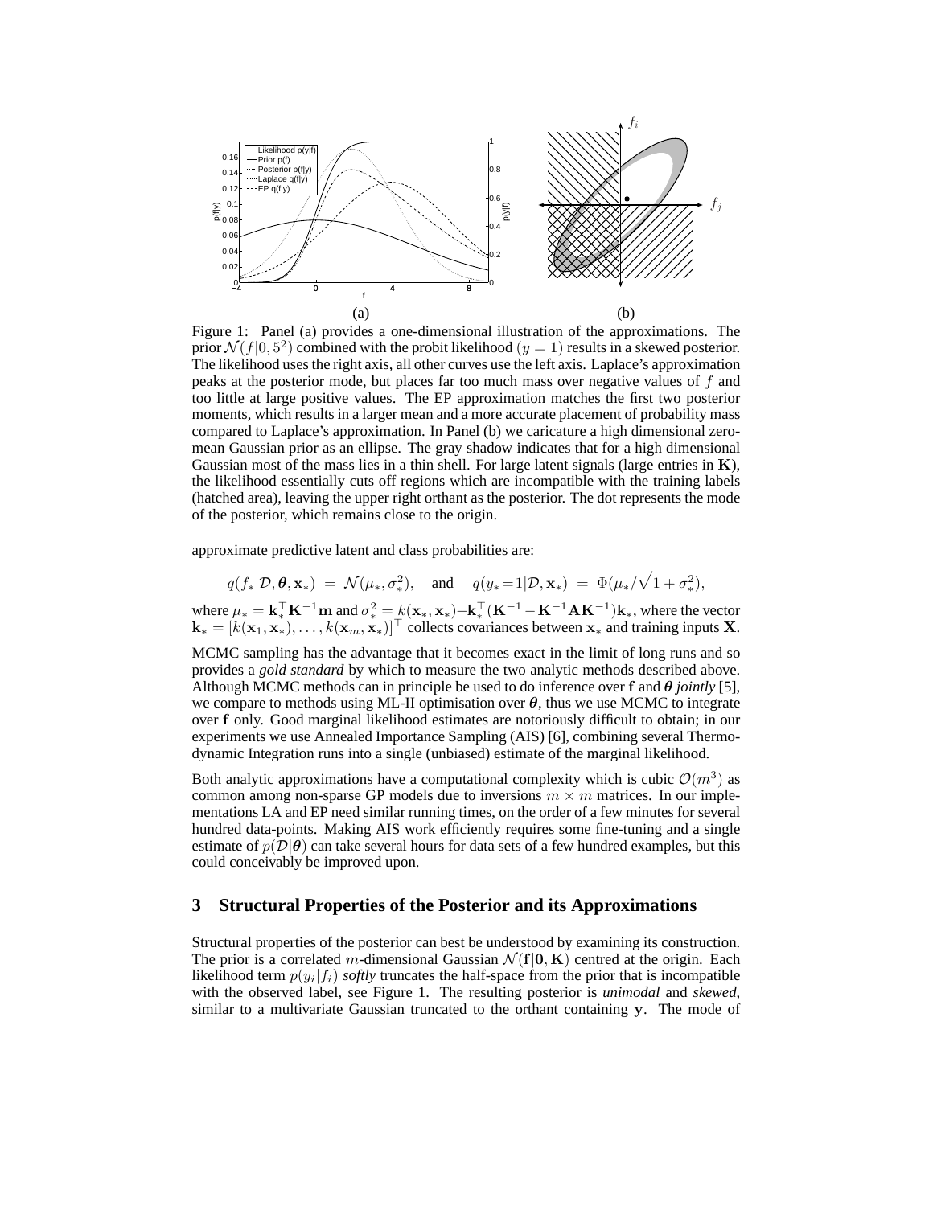(a) (b)

Figure 1: Panel (a) provides a one-dimensional illustration of the approximations. The prior $\mathcal{N}(f|0, 5^2)$ combined with the probit likelihood $(y = 1)$ results in a skewed posterior. The likelihood uses the right axis, all other curves use the left axis. Laplace's approximation peaks at the posterior mode, but places far too much mass over negative values of $f$ and too little at large positive values. The EP approximation matches the first two posterior moments, which results in a larger mean and a more accurate placement of probability mass compared to Laplace's approximation. In Panel (b) we caricature a high dimensional zero-mean Gaussian prior as an ellipse. The gray shadow indicates that for a high dimensional Gaussian most of the mass lies in a thin shell. For large latent signals (large entries in $\mathbf{K}$), the likelihood essentially cuts off regions which are incompatible with the training labels (hatched area), leaving the upper right orthant as the posterior. The dot represents the mode of the posterior, which remains close to the origin.

approximate predictive latent and class probabilities are:

$$q(f_*|\mathcal{D}, \boldsymbol{\theta}, \mathbf{x}_*) \;=\; \mathcal{N}(\mu_*, \sigma_*^2), \quad \text{and} \quad q(y_*\!=\!1|\mathcal{D}, \mathbf{x}_*) \;=\; \Phi(\mu_*/\sqrt{1+\sigma_*^2}),$$

where $\mu_* = \mathbf{k}_*^\top \mathbf{K}^{-1}\mathbf{m}$ and $\sigma_*^2 = k(\mathbf{x}_*, \mathbf{x}_*) - \mathbf{k}_*^\top(\mathbf{K}^{-1} - \mathbf{K}^{-1}\mathbf{A}\mathbf{K}^{-1})\mathbf{k}_*$, where the vector $\mathbf{k}_* = [k(\mathbf{x}_1, \mathbf{x}_*), \ldots, k(\mathbf{x}_m, \mathbf{x}_*)]^\top$ collects covariances between $\mathbf{x}_*$ and training inputs $\mathbf{X}$.

MCMC sampling has the advantage that it becomes exact in the limit of long runs and so provides a *gold standard* by which to measure the two analytic methods described above. Although MCMC methods can in principle be used to do inference over $\mathbf{f}$ and $\boldsymbol{\theta}$ *jointly* [5], we compare to methods using ML-II optimisation over $\boldsymbol{\theta}$, thus we use MCMC to integrate over $\mathbf{f}$ only. Good marginal likelihood estimates are notoriously difficult to obtain; in our experiments we use Annealed Importance Sampling (AIS) [6], combining several Thermodynamic Integration runs into a single (unbiased) estimate of the marginal likelihood.

Both analytic approximations have a computational complexity which is cubic $\mathcal{O}(m^3)$ as common among non-sparse GP models due to inversions $m \times m$ matrices. In our implementations LA and EP need similar running times, on the order of a few minutes for several hundred data-points. Making AIS work efficiently requires some fine-tuning and a single estimate of $p(\mathcal{D}|\boldsymbol{\theta})$ can take several hours for data sets of a few hundred examples, but this could conceivably be improved upon.

## 3 Structural Properties of the Posterior and its Approximations

Structural properties of the posterior can best be understood by examining its construction. The prior is a correlated $m$-dimensional Gaussian $\mathcal{N}(\mathbf{f}|\mathbf{0}, \mathbf{K})$ centred at the origin. Each likelihood term $p(y_i|f_i)$ *softly* truncates the half-space from the prior that is incompatible with the observed label, see Figure 1. The resulting posterior is *unimodal* and *skewed*, similar to a multivariate Gaussian truncated to the orthant containing $\mathbf{y}$. The mode of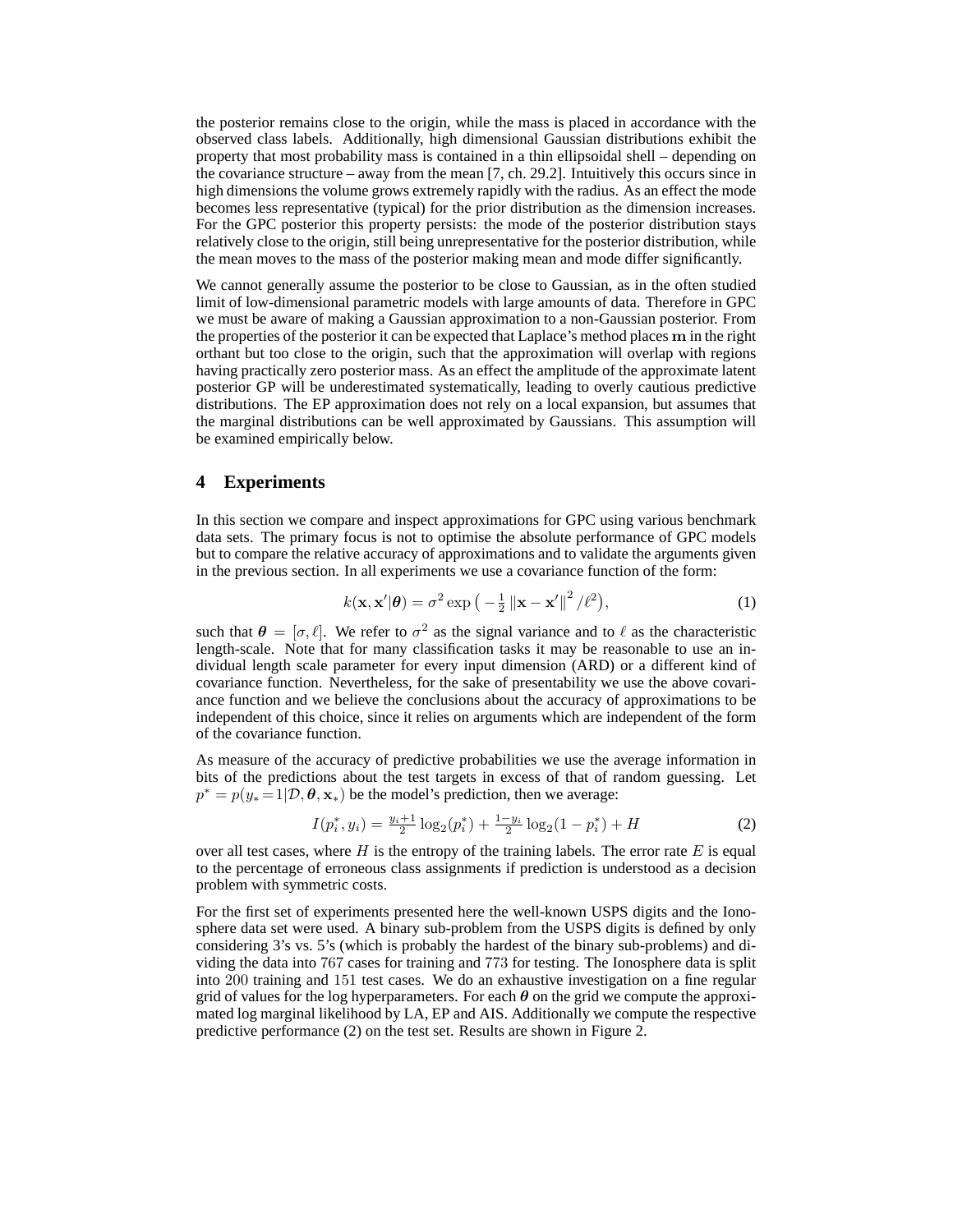the posterior remains close to the origin, while the mass is placed in accordance with the observed class labels. Additionally, high dimensional Gaussian distributions exhibit the property that most probability mass is contained in a thin ellipsoidal shell – depending on the covariance structure – away from the mean [7, ch. 29.2]. Intuitively this occurs since in high dimensions the volume grows extremely rapidly with the radius. As an effect the mode becomes less representative (typical) for the prior distribution as the dimension increases. For the GPC posterior this property persists: the mode of the posterior distribution stays relatively close to the origin, still being unrepresentative for the posterior distribution, while the mean moves to the mass of the posterior making mean and mode differ significantly.

We cannot generally assume the posterior to be close to Gaussian, as in the often studied limit of low-dimensional parametric models with large amounts of data. Therefore in GPC we must be aware of making a Gaussian approximation to a non-Gaussian posterior. From the properties of the posterior it can be expected that Laplace's method places $\mathbf{m}$ in the right orthant but too close to the origin, such that the approximation will overlap with regions having practically zero posterior mass. As an effect the amplitude of the approximate latent posterior GP will be underestimated systematically, leading to overly cautious predictive distributions. The EP approximation does not rely on a local expansion, but assumes that the marginal distributions can be well approximated by Gaussians. This assumption will be examined empirically below.

## 4 Experiments

In this section we compare and inspect approximations for GPC using various benchmark data sets. The primary focus is not to optimise the absolute performance of GPC models but to compare the relative accuracy of approximations and to validate the arguments given in the previous section. In all experiments we use a covariance function of the form:

$$k(\mathbf{x}, \mathbf{x}'|\boldsymbol{\theta}) = \sigma^2 \exp\left(-\tfrac{1}{2}\|\mathbf{x}-\mathbf{x}'\|^2/\ell^2\right), \tag{1}$$

such that $\boldsymbol{\theta} = [\sigma, \ell]$. We refer to $\sigma^2$ as the signal variance and to $\ell$ as the characteristic length-scale. Note that for many classification tasks it may be reasonable to use an individual length scale parameter for every input dimension (ARD) or a different kind of covariance function. Nevertheless, for the sake of presentability we use the above covariance function and we believe the conclusions about the accuracy of approximations to be independent of this choice, since it relies on arguments which are independent of the form of the covariance function.

As measure of the accuracy of predictive probabilities we use the average information in bits of the predictions about the test targets in excess of that of random guessing. Let $p^* = p(y_* = 1|\mathcal{D}, \boldsymbol{\theta}, \mathbf{x}_*)$ be the model's prediction, then we average:

$$I(p_i^*, y_i) = \tfrac{y_i+1}{2}\log_2(p_i^*) + \tfrac{1-y_i}{2}\log_2(1-p_i^*) + H \tag{2}$$

over all test cases, where $H$ is the entropy of the training labels. The error rate $E$ is equal to the percentage of erroneous class assignments if prediction is understood as a decision problem with symmetric costs.

For the first set of experiments presented here the well-known USPS digits and the Ionosphere data set were used. A binary sub-problem from the USPS digits is defined by only considering 3's vs. 5's (which is probably the hardest of the binary sub-problems) and dividing the data into 767 cases for training and 773 for testing. The Ionosphere data is split into 200 training and 151 test cases. We do an exhaustive investigation on a fine regular grid of values for the log hyperparameters. For each $\boldsymbol{\theta}$ on the grid we compute the approximated log marginal likelihood by LA, EP and AIS. Additionally we compute the respective predictive performance (2) on the test set. Results are shown in Figure 2.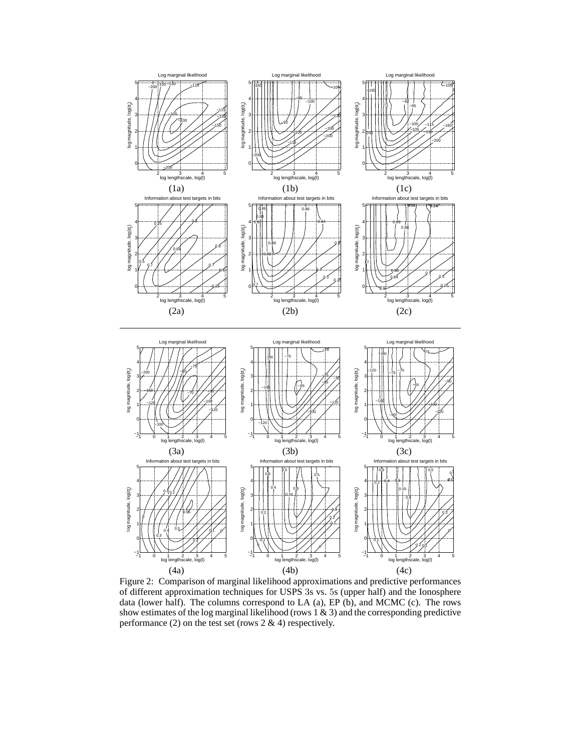Figure 2: Comparison of marginal likelihood approximations and predictive performances of different approximation techniques for USPS 3s vs. 5s (upper half) and the Ionosphere data (lower half). The columns correspond to LA (a), EP (b), and MCMC (c). The rows show estimates of the log marginal likelihood (rows 1 & 3) and the corresponding predictive performance (2) on the test set (rows 2 & 4) respectively.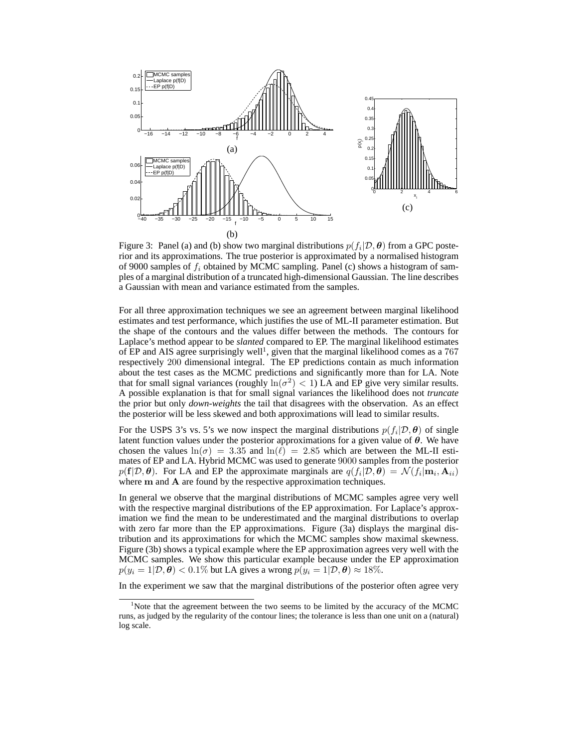Figure 3: Panel (a) and (b) show two marginal distributions $p(f_i|\mathcal{D}, \boldsymbol{\theta})$ from a GPC posterior and its approximations. The true posterior is approximated by a normalised histogram of 9000 samples of $f_i$ obtained by MCMC sampling. Panel (c) shows a histogram of samples of a marginal distribution of a truncated high-dimensional Gaussian. The line describes a Gaussian with mean and variance estimated from the samples.

For all three approximation techniques we see an agreement between marginal likelihood estimates and test performance, which justifies the use of ML-II parameter estimation. But the shape of the contours and the values differ between the methods. The contours for Laplace's method appear to be *slanted* compared to EP. The marginal likelihood estimates of EP and AIS agree surprisingly well[1], given that the marginal likelihood comes as a 767 respectively 200 dimensional integral. The EP predictions contain as much information about the test cases as the MCMC predictions and significantly more than for LA. Note that for small signal variances (roughly $\ln(\sigma^2) < 1$) LA and EP give very similar results. A possible explanation is that for small signal variances the likelihood does not *truncate* the prior but only *down-weights* the tail that disagrees with the observation. As an effect the posterior will be less skewed and both approximations will lead to similar results.

For the USPS 3's vs. 5's we now inspect the marginal distributions $p(f_i|\mathcal{D}, \boldsymbol{\theta})$ of single latent function values under the posterior approximations for a given value of $\boldsymbol{\theta}$. We have chosen the values $\ln(\sigma) = 3.35$ and $\ln(\ell) = 2.85$ which are between the ML-II estimates of EP and LA. Hybrid MCMC was used to generate 9000 samples from the posterior $p(\mathbf{f}|\mathcal{D}, \boldsymbol{\theta})$. For LA and EP the approximate marginals are $q(f_i|\mathcal{D}, \boldsymbol{\theta}) = \mathcal{N}(f_i|\mathbf{m}_i, \mathbf{A}_{ii})$ where $\mathbf{m}$ and $\mathbf{A}$ are found by the respective approximation techniques.

In general we observe that the marginal distributions of MCMC samples agree very well with the respective marginal distributions of the EP approximation. For Laplace's approximation we find the mean to be underestimated and the marginal distributions to overlap with zero far more than the EP approximations. Figure (3a) displays the marginal distribution and its approximations for which the MCMC samples show maximal skewness. Figure (3b) shows a typical example where the EP approximation agrees very well with the MCMC samples. We show this particular example because under the EP approximation $p(y_i = 1|\mathcal{D}, \boldsymbol{\theta}) < 0.1\%$ but LA gives a wrong $p(y_i = 1|\mathcal{D}, \boldsymbol{\theta}) \approx 18\%$.

In the experiment we saw that the marginal distributions of the posterior often agree very

[1] Note that the agreement between the two seems to be limited by the accuracy of the MCMC runs, as judged by the regularity of the contour lines; the tolerance is less than one unit on a (natural) log scale.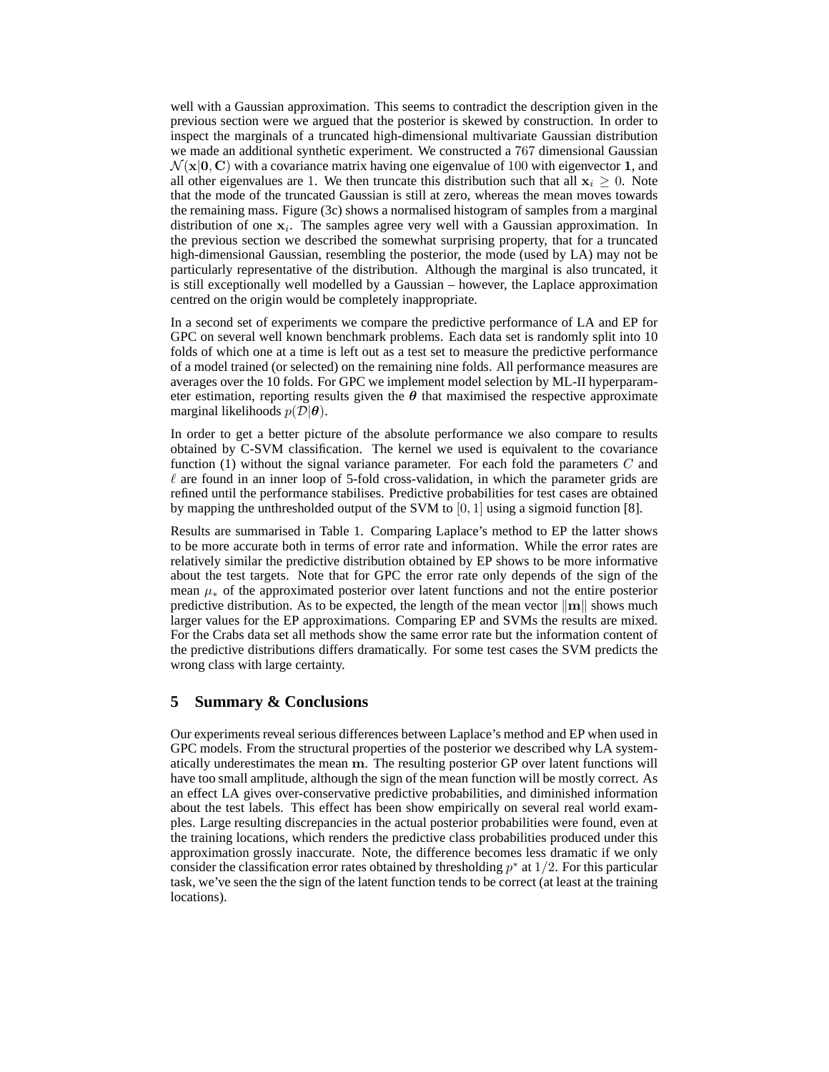well with a Gaussian approximation. This seems to contradict the description given in the previous section were we argued that the posterior is skewed by construction. In order to inspect the marginals of a truncated high-dimensional multivariate Gaussian distribution we made an additional synthetic experiment. We constructed a $767$ dimensional Gaussian $\mathcal{N}(\mathbf{x}|\mathbf{0}, \mathbf{C})$ with a covariance matrix having one eigenvalue of $100$ with eigenvector $\mathbf{1}$, and all other eigenvalues are $1$. We then truncate this distribution such that all $\mathbf{x}_i \geq 0$. Note that the mode of the truncated Gaussian is still at zero, whereas the mean moves towards the remaining mass. Figure (3c) shows a normalised histogram of samples from a marginal distribution of one $\mathbf{x}_i$. The samples agree very well with a Gaussian approximation. In the previous section we described the somewhat surprising property, that for a truncated high-dimensional Gaussian, resembling the posterior, the mode (used by LA) may not be particularly representative of the distribution. Although the marginal is also truncated, it is still exceptionally well modelled by a Gaussian – however, the Laplace approximation centred on the origin would be completely inappropriate.

In a second set of experiments we compare the predictive performance of LA and EP for GPC on several well known benchmark problems. Each data set is randomly split into 10 folds of which one at a time is left out as a test set to measure the predictive performance of a model trained (or selected) on the remaining nine folds. All performance measures are averages over the 10 folds. For GPC we implement model selection by ML-II hyperparameter estimation, reporting results given the $\boldsymbol{\theta}$ that maximised the respective approximate marginal likelihoods $p(\mathcal{D}|\boldsymbol{\theta})$.

In order to get a better picture of the absolute performance we also compare to results obtained by C-SVM classification. The kernel we used is equivalent to the covariance function (1) without the signal variance parameter. For each fold the parameters $C$ and $\ell$ are found in an inner loop of 5-fold cross-validation, in which the parameter grids are refined until the performance stabilises. Predictive probabilities for test cases are obtained by mapping the unthresholded output of the SVM to $[0, 1]$ using a sigmoid function [8].

Results are summarised in Table 1. Comparing Laplace's method to EP the latter shows to be more accurate both in terms of error rate and information. While the error rates are relatively similar the predictive distribution obtained by EP shows to be more informative about the test targets. Note that for GPC the error rate only depends of the sign of the mean $\mu_*$ of the approximated posterior over latent functions and not the entire posterior predictive distribution. As to be expected, the length of the mean vector $\|\mathbf{m}\|$ shows much larger values for the EP approximations. Comparing EP and SVMs the results are mixed. For the Crabs data set all methods show the same error rate but the information content of the predictive distributions differs dramatically. For some test cases the SVM predicts the wrong class with large certainty.

## 5 Summary & Conclusions

Our experiments reveal serious differences between Laplace's method and EP when used in GPC models. From the structural properties of the posterior we described why LA systematically underestimates the mean $\mathbf{m}$. The resulting posterior GP over latent functions will have too small amplitude, although the sign of the mean function will be mostly correct. As an effect LA gives over-conservative predictive probabilities, and diminished information about the test labels. This effect has been show empirically on several real world examples. Large resulting discrepancies in the actual posterior probabilities were found, even at the training locations, which renders the predictive class probabilities produced under this approximation grossly inaccurate. Note, the difference becomes less dramatic if we only consider the classification error rates obtained by thresholding $p^*$ at $1/2$. For this particular task, we've seen the the sign of the latent function tends to be correct (at least at the training locations).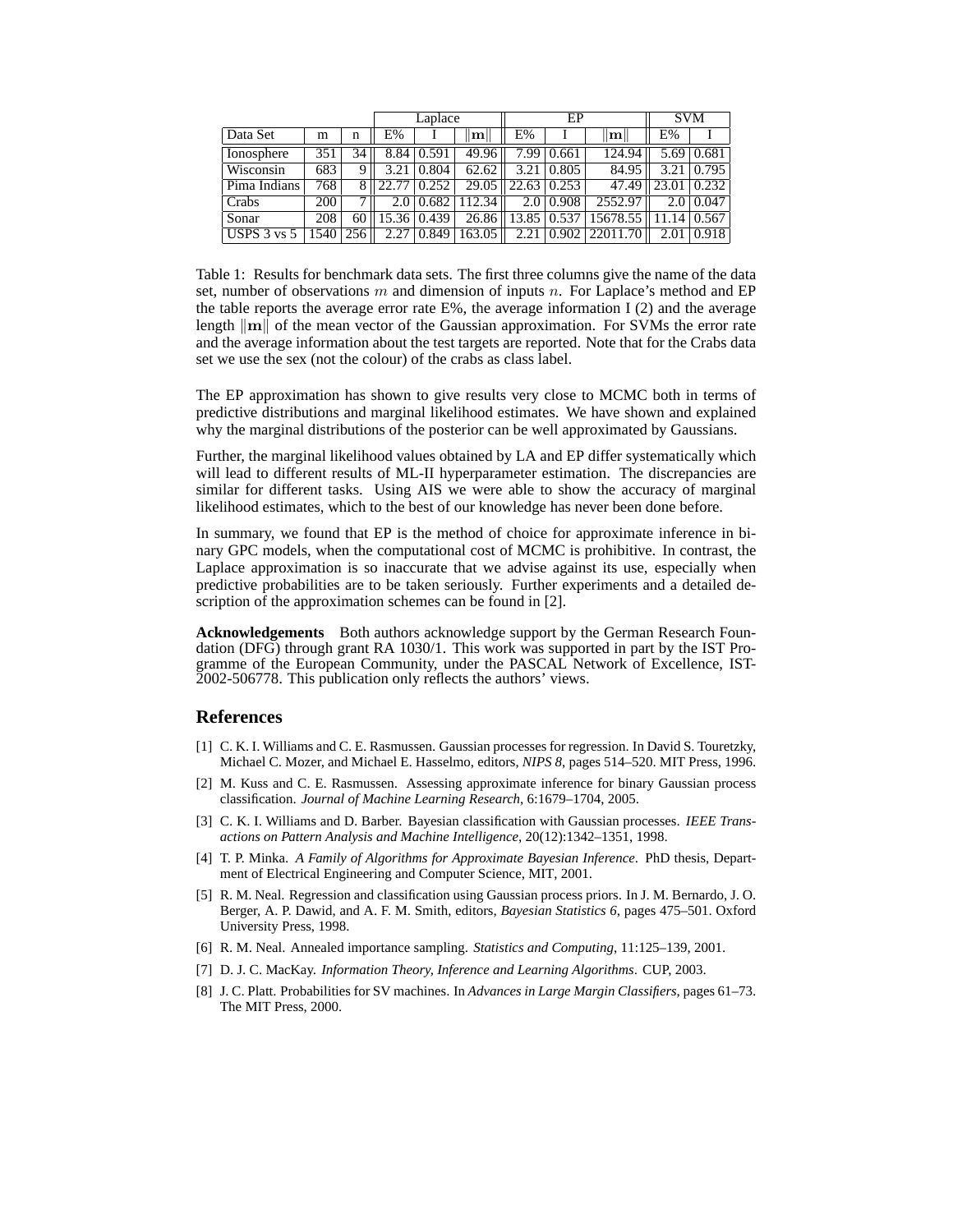| | | | Laplace | | | EP | | | SVM | |
|---|---|---|---|---|---|---|---|---|---|---|
| Data Set | m | n | E% | I | $\|\mathbf{m}\|$ | E% | I | $\|\mathbf{m}\|$ | E% | I |
| Ionosphere | 351 | 34 | 8.84 | 0.591 | 49.96 | 7.99 | 0.661 | 124.94 | 5.69 | 0.681 |
| Wisconsin | 683 | 9 | 3.21 | 0.804 | 62.62 | 3.21 | 0.805 | 84.95 | 3.21 | 0.795 |
| Pima Indians | 768 | 8 | 22.77 | 0.252 | 29.05 | 22.63 | 0.253 | 47.49 | 23.01 | 0.232 |
| Crabs | 200 | 7 | 2.0 | 0.682 | 112.34 | 2.0 | 0.908 | 2552.97 | 2.0 | 0.047 |
| Sonar | 208 | 60 | 15.36 | 0.439 | 26.86 | 13.85 | 0.537 | 15678.55 | 11.14 | 0.567 |
| USPS 3 vs 5 | 1540 | 256 | 2.27 | 0.849 | 163.05 | 2.21 | 0.902 | 22011.70 | 2.01 | 0.918 |

Table 1: Results for benchmark data sets. The first three columns give the name of the data set, number of observations $m$ and dimension of inputs $n$. For Laplace's method and EP the table reports the average error rate E%, the average information I (2) and the average length $\|\mathbf{m}\|$ of the mean vector of the Gaussian approximation. For SVMs the error rate and the average information about the test targets are reported. Note that for the Crabs data set we use the sex (not the colour) of the crabs as class label.

The EP approximation has shown to give results very close to MCMC both in terms of predictive distributions and marginal likelihood estimates. We have shown and explained why the marginal distributions of the posterior can be well approximated by Gaussians.

Further, the marginal likelihood values obtained by LA and EP differ systematically which will lead to different results of ML-II hyperparameter estimation. The discrepancies are similar for different tasks. Using AIS we were able to show the accuracy of marginal likelihood estimates, which to the best of our knowledge has never been done before.

In summary, we found that EP is the method of choice for approximate inference in binary GPC models, when the computational cost of MCMC is prohibitive. In contrast, the Laplace approximation is so inaccurate that we advise against its use, especially when predictive probabilities are to be taken seriously. Further experiments and a detailed description of the approximation schemes can be found in [2].

**Acknowledgements** Both authors acknowledge support by the German Research Foundation (DFG) through grant RA 1030/1. This work was supported in part by the IST Programme of the European Community, under the PASCAL Network of Excellence, IST-2002-506778. This publication only reflects the authors' views.

## References

[1] C. K. I. Williams and C. E. Rasmussen. Gaussian processes for regression. In David S. Touretzky, Michael C. Mozer, and Michael E. Hasselmo, editors, *NIPS 8*, pages 514–520. MIT Press, 1996.

[2] M. Kuss and C. E. Rasmussen. Assessing approximate inference for binary Gaussian process classification. *Journal of Machine Learning Research*, 6:1679–1704, 2005.

[3] C. K. I. Williams and D. Barber. Bayesian classification with Gaussian processes. *IEEE Transactions on Pattern Analysis and Machine Intelligence*, 20(12):1342–1351, 1998.

[4] T. P. Minka. *A Family of Algorithms for Approximate Bayesian Inference*. PhD thesis, Department of Electrical Engineering and Computer Science, MIT, 2001.

[5] R. M. Neal. Regression and classification using Gaussian process priors. In J. M. Bernardo, J. O. Berger, A. P. Dawid, and A. F. M. Smith, editors, *Bayesian Statistics 6*, pages 475–501. Oxford University Press, 1998.

[6] R. M. Neal. Annealed importance sampling. *Statistics and Computing*, 11:125–139, 2001.

[7] D. J. C. MacKay. *Information Theory, Inference and Learning Algorithms*. CUP, 2003.

[8] J. C. Platt. Probabilities for SV machines. In *Advances in Large Margin Classifiers*, pages 61–73. The MIT Press, 2000.